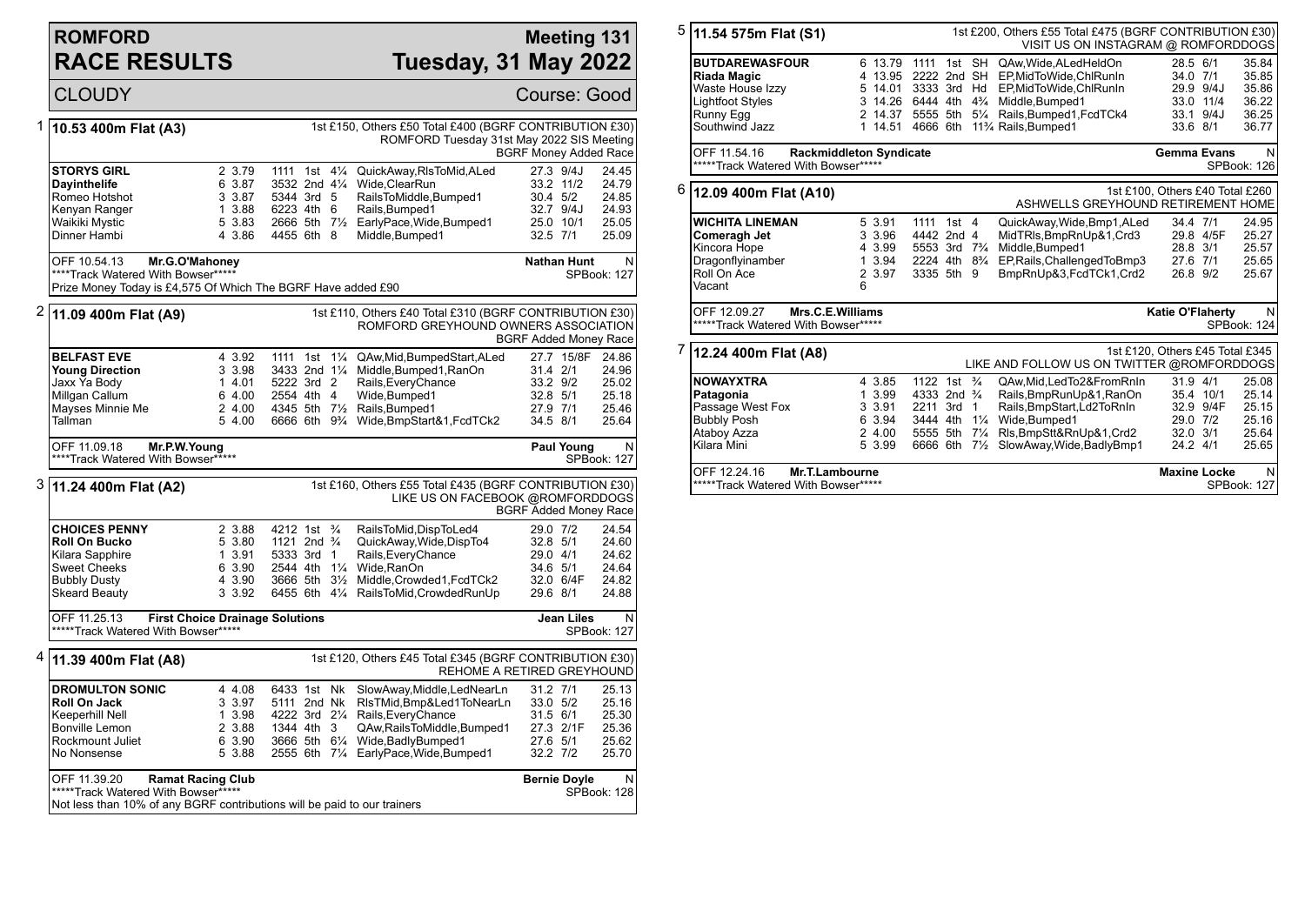# ROMFORD RACE RESULTS

## Meeting 131 — Tuesday, 31 May 2022

CLOUDY — Course: Good

### 1 — 10.53 400m Flat (A3)

1st £150, Others £50 Total £400 (BGRF CONTRIBUTION £30)
ROMFORD Tuesday 31st May 2022 SIS Meeting
BGRF Money Added Race

| Dog | Trap | Split | Bends | Pos | Dist | Remarks | Wt | SP | Time |
|---|---|---|---|---|---|---|---|---|---|
| **STORYS GIRL** | 2 | 3.79 | 1111 | 1st | 4¼ | QuickAway,RlsToMid,ALed | 27.3 | 9/4J | 24.45 |
| **Dayinthelife** | 6 | 3.87 | 3532 | 2nd | 4¼ | Wide,ClearRun | 33.2 | 11/2 | 24.79 |
| Romeo Hotshot | 3 | 3.87 | 5344 | 3rd | 5 | RailsToMiddle,Bumped1 | 30.4 | 5/2 | 24.85 |
| Kenyan Ranger | 1 | 3.88 | 6223 | 4th | 6 | Rails,Bumped1 | 32.7 | 9/4J | 24.93 |
| Waikiki Mystic | 5 | 3.83 | 2666 | 5th | 7½ | EarlyPace,Wide,Bumped1 | 25.0 | 10/1 | 25.05 |
| Dinner Hambi | 4 | 3.86 | 4455 | 6th | 8 | Middle,Bumped1 | 32.5 | 7/1 | 25.09 |

OFF 10.54.13 **Mr.G.O'Mahoney** — **Nathan Hunt** — N
****Track Watered With Bowser***** — SPBook: 127
Prize Money Today is £4,575 Of Which The BGRF Have added £90

### 2 — 11.09 400m Flat (A9)

1st £110, Others £40 Total £310 (BGRF CONTRIBUTION £30)
ROMFORD GREYHOUND OWNERS ASSOCIATION
BGRF Added Money Race

| Dog | Trap | Split | Bends | Pos | Dist | Remarks | Wt | SP | Time |
|---|---|---|---|---|---|---|---|---|---|
| **BELFAST EVE** | 4 | 3.92 | 1111 | 1st | 1¼ | QAw,Mid,BumpedStart,ALed | 27.7 | 15/8F | 24.86 |
| **Young Direction** | 3 | 3.98 | 3433 | 2nd | 1¼ | Middle,Bumped1,RanOn | 31.4 | 2/1 | 24.96 |
| Jaxx Ya Body | 1 | 4.01 | 5222 | 3rd | 2 | Rails,EveryChance | 33.2 | 9/2 | 25.02 |
| Millgan Callum | 6 | 4.00 | 2554 | 4th | 4 | Wide,Bumped1 | 32.8 | 5/1 | 25.18 |
| Mayses Minnie Me | 2 | 4.00 | 4345 | 5th | 7½ | Rails,Bumped1 | 27.9 | 7/1 | 25.46 |
| Tallman | 5 | 4.00 | 6666 | 6th | 9¾ | Wide,BmpStart&1,FcdTCk2 | 34.5 | 8/1 | 25.64 |

OFF 11.09.18 **Mr.P.W.Young** — **Paul Young** — N
****Track Watered With Bowser***** — SPBook: 127

### 3 — 11.24 400m Flat (A2)

1st £160, Others £55 Total £435 (BGRF CONTRIBUTION £30)
LIKE US ON FACEBOOK @ROMFORDDOGS
BGRF Added Money Race

| Dog | Trap | Split | Bends | Pos | Dist | Remarks | Wt | SP | Time |
|---|---|---|---|---|---|---|---|---|---|
| **CHOICES PENNY** | 2 | 3.88 | 4212 | 1st | ¾ | RailsToMid,DispToLed4 | 29.0 | 7/2 | 24.54 |
| **Roll On Bucko** | 5 | 3.80 | 1121 | 2nd | ¾ | QuickAway,Wide,DispTo4 | 32.8 | 5/1 | 24.60 |
| Kilara Sapphire | 1 | 3.91 | 5333 | 3rd | 1 | Rails,EveryChance | 29.0 | 4/1 | 24.62 |
| Sweet Cheeks | 6 | 3.90 | 2544 | 4th | 1¼ | Wide,RanOn | 34.6 | 5/1 | 24.64 |
| Bubbly Dusty | 4 | 3.90 | 3666 | 5th | 3½ | Middle,Crowded1,FcdTCk2 | 32.0 | 6/4F | 24.82 |
| Skeard Beauty | 3 | 3.92 | 6455 | 6th | 4¼ | RailsToMid,CrowdedRunUp | 29.6 | 8/1 | 24.88 |

OFF 11.25.13 **First Choice Drainage Solutions** — **Jean Liles** — N
*****Track Watered With Bowser***** — SPBook: 127

### 4 — 11.39 400m Flat (A8)

1st £120, Others £45 Total £345 (BGRF CONTRIBUTION £30)
REHOME A RETIRED GREYHOUND

| Dog | Trap | Split | Bends | Pos | Dist | Remarks | Wt | SP | Time |
|---|---|---|---|---|---|---|---|---|---|
| **DROMULTON SONIC** | 4 | 4.08 | 6433 | 1st | Nk | SlowAway,Middle,LedNearLn | 31.2 | 7/1 | 25.13 |
| **Roll On Jack** | 3 | 3.97 | 5111 | 2nd | Nk | RlsTMid,Bmp&Led1ToNearLn | 33.0 | 5/2 | 25.16 |
| Keeperhill Nell | 1 | 3.98 | 4222 | 3rd | 2¼ | Rails,EveryChance | 31.5 | 6/1 | 25.30 |
| Bonville Lemon | 2 | 3.88 | 1344 | 4th | 3 | QAw,RailsToMiddle,Bumped1 | 27.3 | 2/1F | 25.36 |
| Rockmount Juliet | 6 | 3.90 | 3666 | 5th | 6¼ | Wide,BadlyBumped1 | 27.6 | 5/1 | 25.62 |
| No Nonsense | 5 | 3.88 | 2555 | 6th | 7¼ | EarlyPace,Wide,Bumped1 | 32.2 | 7/2 | 25.70 |

OFF 11.39.20 **Ramat Racing Club** — **Bernie Doyle** — N
*****Track Watered With Bowser***** — SPBook: 128
Not less than 10% of any BGRF contributions will be paid to our trainers

### 5 — 11.54 575m Flat (S1)

1st £200, Others £55 Total £475 (BGRF CONTRIBUTION £30)
VISIT US ON INSTAGRAM @ ROMFORDDOGS

| Dog | Trap | Split | Bends | Pos | Dist | Remarks | Wt | SP | Time |
|---|---|---|---|---|---|---|---|---|---|
| **BUTDAREWASFOUR** | 6 | 13.79 | 1111 | 1st | SH | QAw,Wide,ALedHeldOn | 28.5 | 6/1 | 35.84 |
| **Riada Magic** | 4 | 13.95 | 2222 | 2nd | SH | EP,MidToWide,ChlRunIn | 34.0 | 7/1 | 35.85 |
| Waste House Izzy | 5 | 14.01 | 3333 | 3rd | Hd | EP,MidToWide,ChlRunIn | 29.9 | 9/4J | 35.86 |
| Lightfoot Styles | 3 | 14.26 | 6444 | 4th | 4¾ | Middle,Bumped1 | 33.0 | 11/4 | 36.22 |
| Runny Egg | 2 | 14.37 | 5555 | 5th | 5¼ | Rails,Bumped1,FcdTCk4 | 33.1 | 9/4J | 36.25 |
| Southwind Jazz | 1 | 14.51 | 4666 | 6th | 11¾ | Rails,Bumped1 | 33.6 | 8/1 | 36.77 |

OFF 11.54.16 **Rackmiddleton Syndicate** — **Gemma Evans** — N
*****Track Watered With Bowser***** — SPBook: 126

### 6 — 12.09 400m Flat (A10)

1st £100, Others £40 Total £260
ASHWELLS GREYHOUND RETIREMENT HOME

| Dog | Trap | Split | Bends | Pos | Dist | Remarks | Wt | SP | Time |
|---|---|---|---|---|---|---|---|---|---|
| **WICHITA LINEMAN** | 5 | 3.91 | 1111 | 1st | 4 | QuickAway,Wide,Bmp1,ALed | 34.4 | 7/1 | 24.95 |
| **Comeragh Jet** | 3 | 3.96 | 4442 | 2nd | 4 | MidTRls,BmpRnUp&1,Crd3 | 29.8 | 4/5F | 25.27 |
| Kincora Hope | 4 | 3.99 | 5553 | 3rd | 7¾ | Middle,Bumped1 | 28.8 | 3/1 | 25.57 |
| Dragonflyinamber | 1 | 3.94 | 2224 | 4th | 8¾ | EP,Rails,ChallengedToBmp3 | 27.6 | 7/1 | 25.65 |
| Roll On Ace | 2 | 3.97 | 3335 | 5th | 9 | BmpRnUp&3,FcdTCk1,Crd2 | 26.8 | 9/2 | 25.67 |
| Vacant | 6 | | | | | | | | |

OFF 12.09.27 **Mrs.C.E.Williams** — **Katie O'Flaherty** — N
*****Track Watered With Bowser***** — SPBook: 124

### 7 — 12.24 400m Flat (A8)

1st £120, Others £45 Total £345
LIKE AND FOLLOW US ON TWITTER @ROMFORDDOGS

| Dog | Trap | Split | Bends | Pos | Dist | Remarks | Wt | SP | Time |
|---|---|---|---|---|---|---|---|---|---|
| **NOWAYXTRA** | 4 | 3.85 | 1122 | 1st | ¾ | QAw,Mid,LedTo2&FromRnIn | 31.9 | 4/1 | 25.08 |
| **Patagonia** | 1 | 3.99 | 4333 | 2nd | ¾ | Rails,BmpRunUp&1,RanOn | 35.4 | 10/1 | 25.14 |
| Passage West Fox | 3 | 3.91 | 2211 | 3rd | 1 | Rails,BmpStart,Ld2ToRnIn | 32.9 | 9/4F | 25.15 |
| Bubbly Posh | 6 | 3.94 | 3444 | 4th | 1¼ | Wide,Bumped1 | 29.0 | 7/2 | 25.16 |
| Ataboy Azza | 2 | 4.00 | 5555 | 5th | 7¼ | Rls,BmpStt&RnUp&1,Crd2 | 32.0 | 3/1 | 25.64 |
| Kilara Mini | 5 | 3.99 | 6666 | 6th | 7½ | SlowAway,Wide,BadlyBmp1 | 24.2 | 4/1 | 25.65 |

OFF 12.24.16 **Mr.T.Lambourne** — **Maxine Locke** — N
*****Track Watered With Bowser***** — SPBook: 127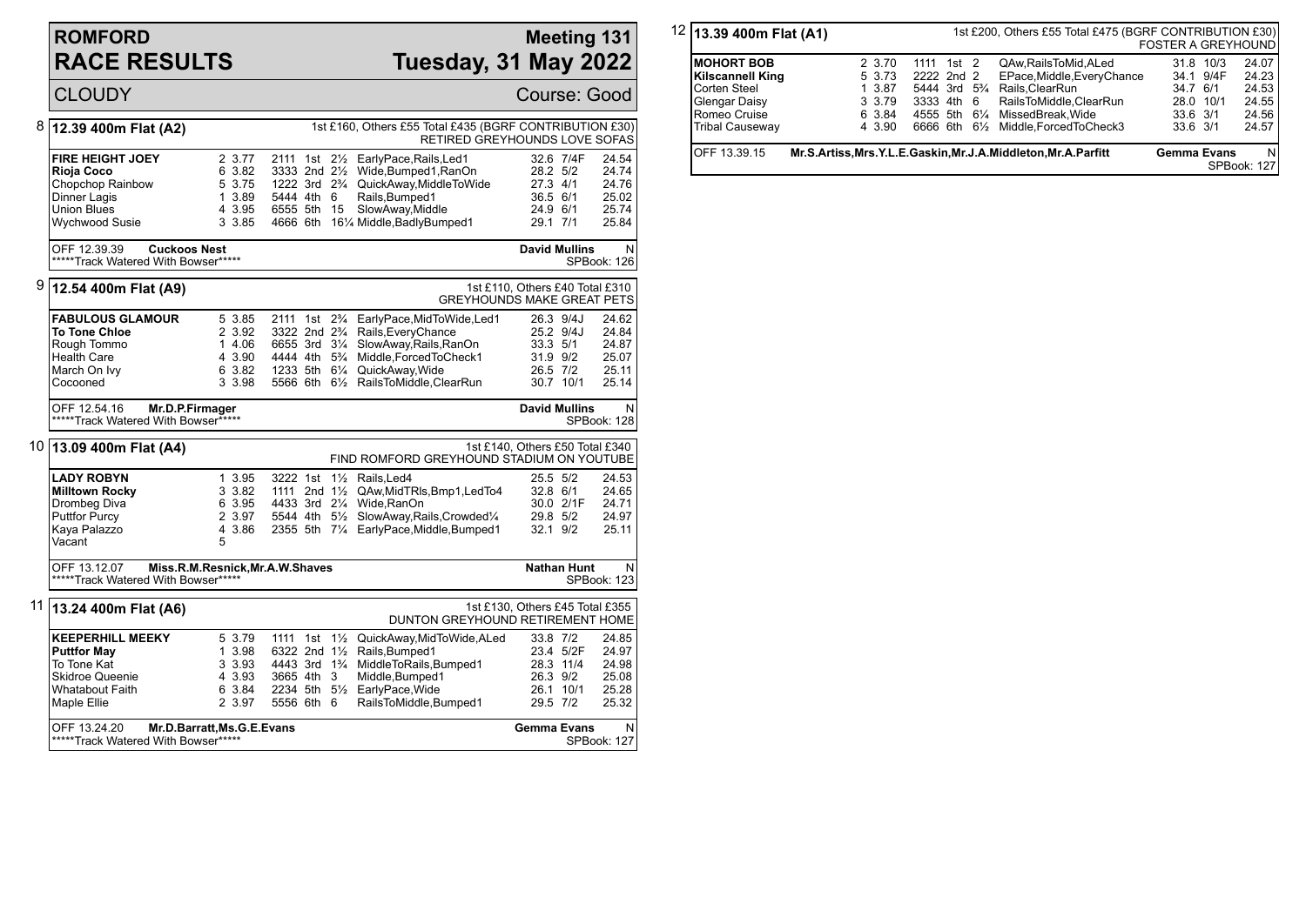# ROMFORD RACE RESULTS

## Meeting 131 — Tuesday, 31 May 2022

CLOUDY — Course: Good

### 8 — 12.39 400m Flat (A2)

1st £160, Others £55 Total £435 (BGRF CONTRIBUTION £30) RETIRED GREYHOUNDS LOVE SOFAS

| | | | | | | | | | |
|---|---|---|---|---|---|---|---|---|---|
| **FIRE HEIGHT JOEY** | 2 | 3.77 | 2111 | 1st | 2½ | EarlyPace,Rails,Led1 | 32.6 | 7/4F | 24.54 |
| **Rioja Coco** | 6 | 3.82 | 3333 | 2nd | 2½ | Wide,Bumped1,RanOn | 28.2 | 5/2 | 24.74 |
| Chopchop Rainbow | 5 | 3.75 | 1222 | 3rd | 2¾ | QuickAway,MiddleToWide | 27.3 | 4/1 | 24.76 |
| Dinner Lagis | 1 | 3.89 | 5444 | 4th | 6 | Rails,Bumped1 | 36.5 | 6/1 | 25.02 |
| Union Blues | 4 | 3.95 | 6555 | 5th | 15 | SlowAway,Middle | 24.9 | 6/1 | 25.74 |
| Wychwood Susie | 3 | 3.85 | 4666 | 6th | 16¼ | Middle,BadlyBumped1 | 29.1 | 7/1 | 25.84 |

OFF 12.39.39 **Cuckoos Nest** — David Mullins — N

*****Track Watered With Bowser***** — SPBook: 126

### 9 — 12.54 400m Flat (A9)

1st £110, Others £40 Total £310 GREYHOUNDS MAKE GREAT PETS

| | | | | | | | | | |
|---|---|---|---|---|---|---|---|---|---|
| **FABULOUS GLAMOUR** | 5 | 3.85 | 2111 | 1st | 2¾ | EarlyPace,MidToWide,Led1 | 26.3 | 9/4J | 24.62 |
| **To Tone Chloe** | 2 | 3.92 | 3322 | 2nd | 2¾ | Rails,EveryChance | 25.2 | 9/4J | 24.84 |
| Rough Tommo | 1 | 4.06 | 6655 | 3rd | 3¼ | SlowAway,Rails,RanOn | 33.3 | 5/1 | 24.87 |
| Health Care | 4 | 3.90 | 4444 | 4th | 5¾ | Middle,ForcedToCheck1 | 31.9 | 9/2 | 25.07 |
| March On Ivy | 6 | 3.82 | 1233 | 5th | 6¼ | QuickAway,Wide | 26.5 | 7/2 | 25.11 |
| Cocooned | 3 | 3.98 | 5566 | 6th | 6½ | RailsToMiddle,ClearRun | 30.7 | 10/1 | 25.14 |

OFF 12.54.16 **Mr.D.P.Firmager** — David Mullins — N

*****Track Watered With Bowser***** — SPBook: 128

### 10 — 13.09 400m Flat (A4)

1st £140, Others £50 Total £340 FIND ROMFORD GREYHOUND STADIUM ON YOUTUBE

| | | | | | | | | | |
|---|---|---|---|---|---|---|---|---|---|
| **LADY ROBYN** | 1 | 3.95 | 3222 | 1st | 1½ | Rails,Led4 | 25.5 | 5/2 | 24.53 |
| **Milltown Rocky** | 3 | 3.82 | 1111 | 2nd | 1½ | QAw,MidTRls,Bmp1,LedTo4 | 32.8 | 6/1 | 24.65 |
| Drombeg Diva | 6 | 3.95 | 4433 | 3rd | 2¼ | Wide,RanOn | 30.0 | 2/1F | 24.71 |
| Puttfor Purcy | 2 | 3.97 | 5544 | 4th | 5½ | SlowAway,Rails,Crowded¼ | 29.8 | 5/2 | 24.97 |
| Kaya Palazzo | 4 | 3.86 | 2355 | 5th | 7¼ | EarlyPace,Middle,Bumped1 | 32.1 | 9/2 | 25.11 |
| Vacant | 5 | | | | | | | | |

OFF 13.12.07 **Miss.R.M.Resnick,Mr.A.W.Shaves** — Nathan Hunt — N

*****Track Watered With Bowser***** — SPBook: 123

### 11 — 13.24 400m Flat (A6)

1st £130, Others £45 Total £355 DUNTON GREYHOUND RETIREMENT HOME

| | | | | | | | | | |
|---|---|---|---|---|---|---|---|---|---|
| **KEEPERHILL MEEKY** | 5 | 3.79 | 1111 | 1st | 1½ | QuickAway,MidToWide,ALed | 33.8 | 7/2 | 24.85 |
| **Puttfor May** | 1 | 3.98 | 6322 | 2nd | 1½ | Rails,Bumped1 | 23.4 | 5/2F | 24.97 |
| To Tone Kat | 3 | 3.93 | 4443 | 3rd | 1¾ | MiddleToRails,Bumped1 | 28.3 | 11/4 | 24.98 |
| Skidroe Queenie | 4 | 3.93 | 3665 | 4th | 3 | Middle,Bumped1 | 26.3 | 9/2 | 25.08 |
| Whatabout Faith | 6 | 3.84 | 2234 | 5th | 5½ | EarlyPace,Wide | 26.1 | 10/1 | 25.28 |
| Maple Ellie | 2 | 3.97 | 5556 | 6th | 6 | RailsToMiddle,Bumped1 | 29.5 | 7/2 | 25.32 |

OFF 13.24.20 **Mr.D.Barratt,Ms.G.E.Evans** — Gemma Evans — N

*****Track Watered With Bowser***** — SPBook: 127

### 12 — 13.39 400m Flat (A1)

1st £200, Others £55 Total £475 (BGRF CONTRIBUTION £30) FOSTER A GREYHOUND

| | | | | | | | | | |
|---|---|---|---|---|---|---|---|---|---|
| **MOHORT BOB** | 2 | 3.70 | 1111 | 1st | 2 | QAw,RailsToMid,ALed | 31.8 | 10/3 | 24.07 |
| **Kilscannell King** | 5 | 3.73 | 2222 | 2nd | 2 | EPace,Middle,EveryChance | 34.1 | 9/4F | 24.23 |
| Corten Steel | 1 | 3.87 | 5444 | 3rd | 5¾ | Rails,ClearRun | 34.7 | 6/1 | 24.53 |
| Glengar Daisy | 3 | 3.79 | 3333 | 4th | 6 | RailsToMiddle,ClearRun | 28.0 | 10/1 | 24.55 |
| Romeo Cruise | 6 | 3.84 | 4555 | 5th | 6¼ | MissedBreak,Wide | 33.6 | 3/1 | 24.56 |
| Tribal Causeway | 4 | 3.90 | 6666 | 6th | 6½ | Middle,ForcedToCheck3 | 33.6 | 3/1 | 24.57 |

OFF 13.39.15 **Mr.S.Artiss,Mrs.Y.L.E.Gaskin,Mr.J.A.Middleton,Mr.A.Parfitt** — Gemma Evans — N

SPBook: 127